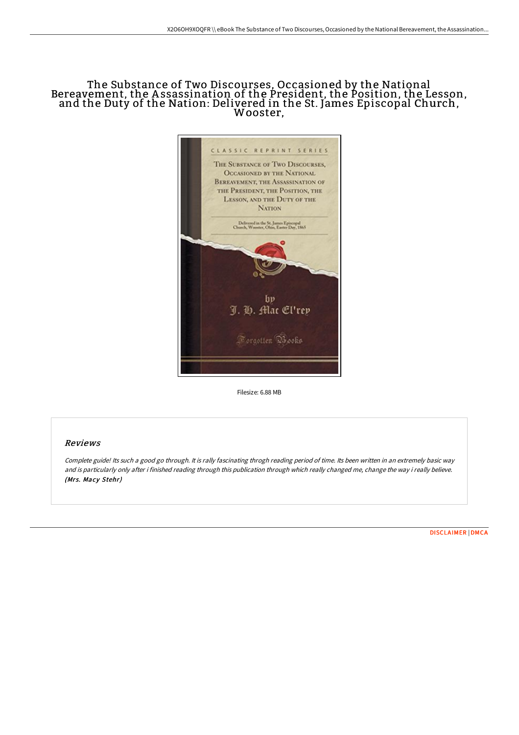# The Substance of Two Discourses, Occasioned by the National Bereavement, the Assassination of the President, the Position, the Lesson, and the Duty of the Nation: Delivered in the St. James Episcopal Church, Wooster,

Filesize: 6.88 MB

## Reviews

*Complete guide! Its such a good go through. It is rally fascinating throgh reading period of time. Its been written in an extremely basic way and is particularly only after i finished reading through this publication through which really changed me, change the way i really believe.* **(Mrs. Macy Stehr)**

DISCLAIMER | DMCA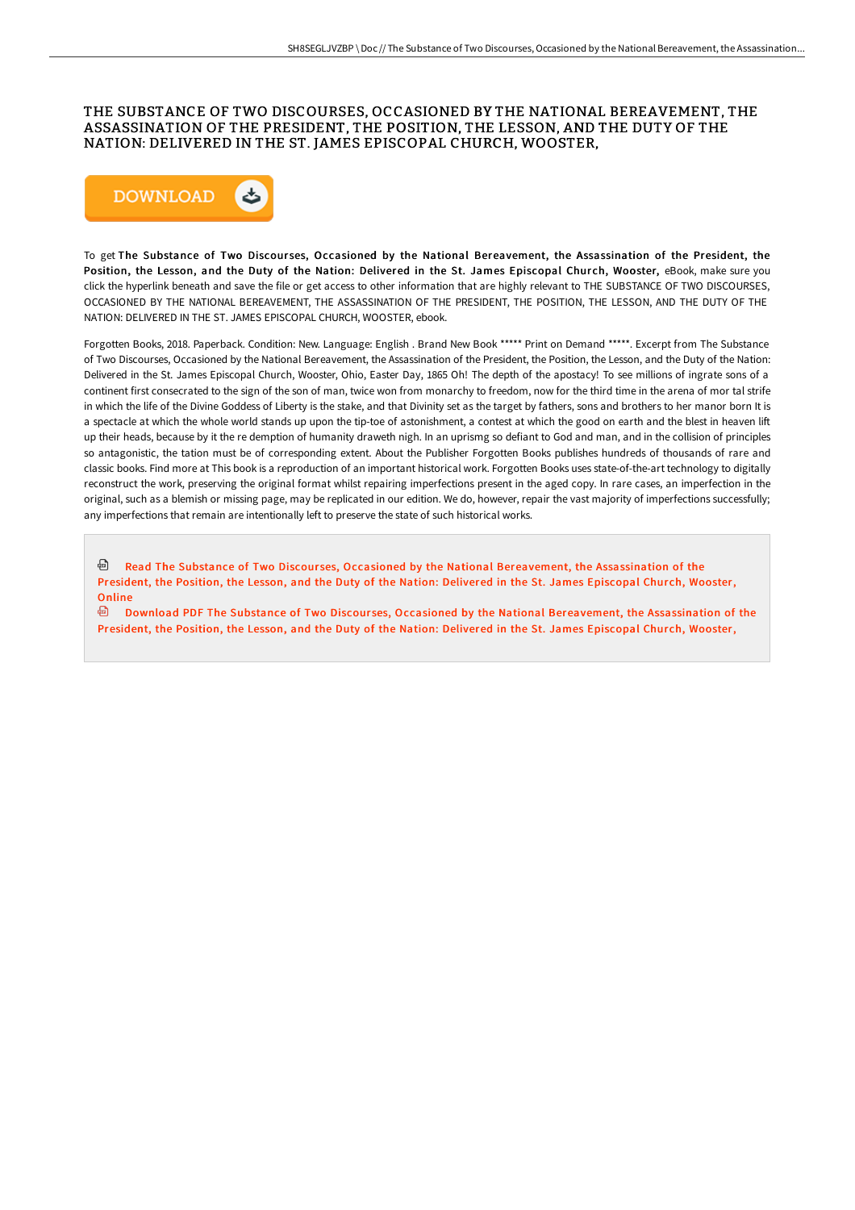# THE SUBSTANCE OF TWO DISCOURSES, OCCASIONED BY THE NATIONAL BEREAVEMENT, THE ASSASSINATION OF THE PRESIDENT, THE POSITION, THE LESSON, AND THE DUTY OF THE NATION: DELIVERED IN THE ST. JAMES EPISCOPAL CHURCH, WOOSTER,

DOWNLOAD

To get **The Substance of Two Discourses, Occasioned by the National Bereavement, the Assassination of the President, the Position, the Lesson, and the Duty of the Nation: Delivered in the St. James Episcopal Church, Wooster,** eBook, make sure you click the hyperlink beneath and save the file or get access to other information that are highly relevant to THE SUBSTANCE OF TWO DISCOURSES, OCCASIONED BY THE NATIONAL BEREAVEMENT, THE ASSASSINATION OF THE PRESIDENT, THE POSITION, THE LESSON, AND THE DUTY OF THE NATION: DELIVERED IN THE ST. JAMES EPISCOPAL CHURCH, WOOSTER, ebook.

Forgotten Books, 2018. Paperback. Condition: New. Language: English . Brand New Book ***** Print on Demand *****. Excerpt from The Substance of Two Discourses, Occasioned by the National Bereavement, the Assassination of the President, the Position, the Lesson, and the Duty of the Nation: Delivered in the St. James Episcopal Church, Wooster, Ohio, Easter Day, 1865 Oh! The depth of the apostacy! To see millions of ingrate sons of a continent first consecrated to the sign of the son of man, twice won from monarchy to freedom, now for the third time in the arena of mor tal strife in which the life of the Divine Goddess of Liberty is the stake, and that Divinity set as the target by fathers, sons and brothers to her manor born It is a spectacle at which the whole world stands up upon the tip-toe of astonishment, a contest at which the good on earth and the blest in heaven lift up their heads, because by it the re demption of humanity draweth nigh. In an uprismg so defiant to God and man, and in the collision of principles so antagonistic, the tation must be of corresponding extent. About the Publisher Forgotten Books publishes hundreds of thousands of rare and classic books. Find more at This book is a reproduction of an important historical work. Forgotten Books uses state-of-the-art technology to digitally reconstruct the work, preserving the original format whilst repairing imperfections present in the aged copy. In rare cases, an imperfection in the original, such as a blemish or missing page, may be replicated in our edition. We do, however, repair the vast majority of imperfections successfully; any imperfections that remain are intentionally left to preserve the state of such historical works.

Read The Substance of Two Discourses, Occasioned by the National Bereavement, the Assassination of the President, the Position, the Lesson, and the Duty of the Nation: Delivered in the St. James Episcopal Church, Wooster, Online

Download PDF The Substance of Two Discourses, Occasioned by the National Bereavement, the Assassination of the President, the Position, the Lesson, and the Duty of the Nation: Delivered in the St. James Episcopal Church, Wooster,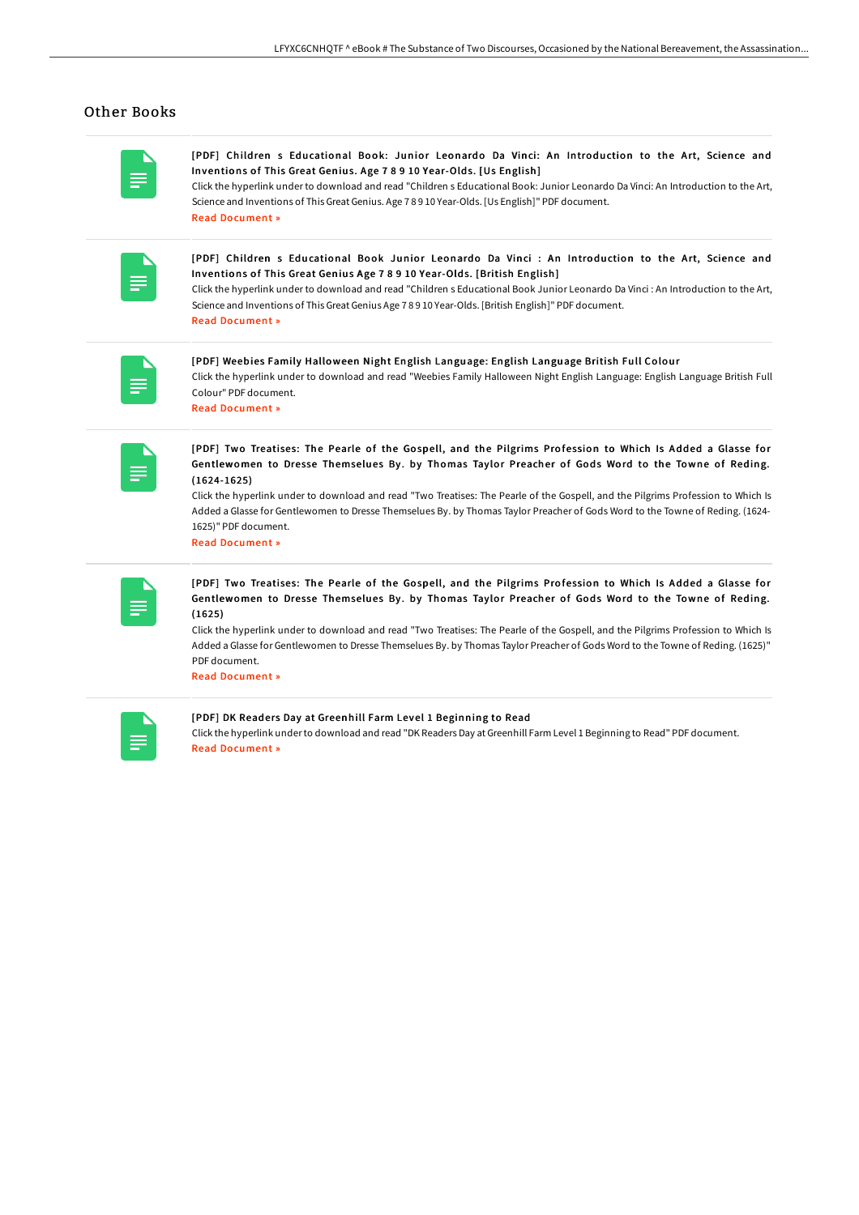## Other Books

**[PDF] Children s Educational Book: Junior Leonardo Da Vinci: An Introduction to the Art, Science and Inventions of This Great Genius. Age 7 8 9 10 Year-Olds. [Us English]**

Click the hyperlink under to download and read "Children s Educational Book: Junior Leonardo Da Vinci: An Introduction to the Art, Science and Inventions of This Great Genius. Age 7 8 9 10 Year-Olds. [Us English]" PDF document.

Read Document »

**[PDF] Children s Educational Book Junior Leonardo Da Vinci : An Introduction to the Art, Science and Inventions of This Great Genius Age 7 8 9 10 Year-Olds. [British English]**

Click the hyperlink under to download and read "Children s Educational Book Junior Leonardo Da Vinci : An Introduction to the Art, Science and Inventions of This Great Genius Age 7 8 9 10 Year-Olds. [British English]" PDF document.

Read Document »

**[PDF] Weebies Family Halloween Night English Language: English Language British Full Colour**

Click the hyperlink under to download and read "Weebies Family Halloween Night English Language: English Language British Full Colour" PDF document.

Read Document »

**[PDF] Two Treatises: The Pearle of the Gospell, and the Pilgrims Profession to Which Is Added a Glasse for Gentlewomen to Dresse Themselues By. by Thomas Taylor Preacher of Gods Word to the Towne of Reding. (1624-1625)**

Click the hyperlink under to download and read "Two Treatises: The Pearle of the Gospell, and the Pilgrims Profession to Which Is Added a Glasse for Gentlewomen to Dresse Themselues By. by Thomas Taylor Preacher of Gods Word to the Towne of Reding. (1624-1625)" PDF document.

Read Document »

**[PDF] Two Treatises: The Pearle of the Gospell, and the Pilgrims Profession to Which Is Added a Glasse for Gentlewomen to Dresse Themselues By. by Thomas Taylor Preacher of Gods Word to the Towne of Reding. (1625)**

Click the hyperlink under to download and read "Two Treatises: The Pearle of the Gospell, and the Pilgrims Profession to Which Is Added a Glasse for Gentlewomen to Dresse Themselues By. by Thomas Taylor Preacher of Gods Word to the Towne of Reding. (1625)" PDF document.

Read Document »

**[PDF] DK Readers Day at Greenhill Farm Level 1 Beginning to Read**

Click the hyperlink under to download and read "DK Readers Day at Greenhill Farm Level 1 Beginning to Read" PDF document.

Read Document »